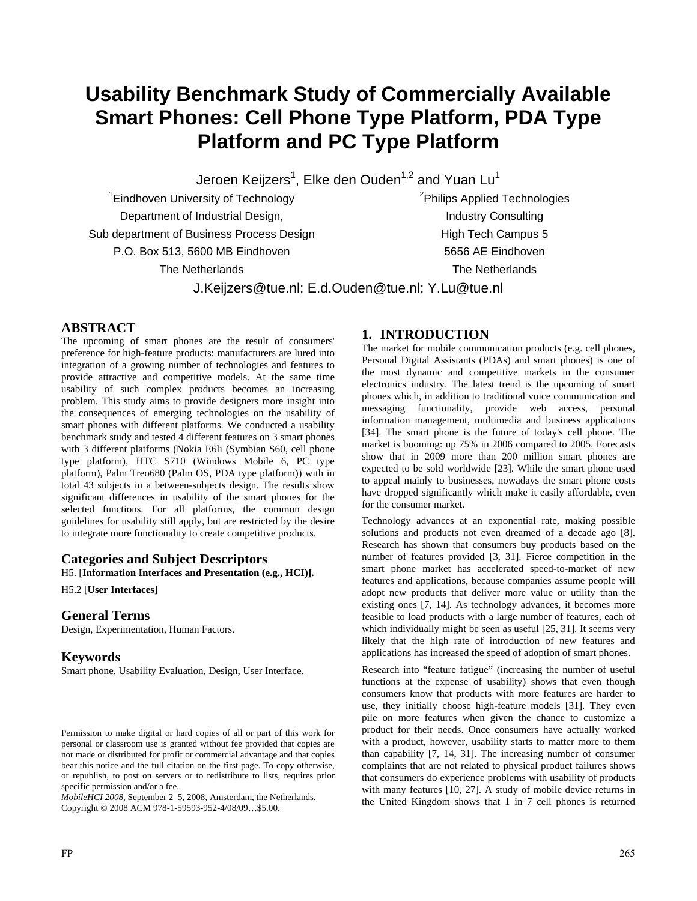# Usability Benchmark Study of Commercially Available Smart Phones: Cell Phone Type Platform, PDA Type Platform and PC Type Platform

Jeroen Keijzers[1], Elke den Ouden[1,2] and Yuan Lu[1]

[1]Eindhoven University of Technology
Department of Industrial Design,
Sub department of Business Process Design
P.O. Box 513, 5600 MB Eindhoven
The Netherlands

[2]Philips Applied Technologies
Industry Consulting
High Tech Campus 5
5656 AE Eindhoven
The Netherlands

J.Keijzers@tue.nl; E.d.Ouden@tue.nl; Y.Lu@tue.nl

## ABSTRACT

The upcoming of smart phones are the result of consumers' preference for high-feature products: manufacturers are lured into integration of a growing number of technologies and features to provide attractive and competitive models. At the same time usability of such complex products becomes an increasing problem. This study aims to provide designers more insight into the consequences of emerging technologies on the usability of smart phones with different platforms. We conducted a usability benchmark study and tested 4 different features on 3 smart phones with 3 different platforms (Nokia E6li (Symbian S60, cell phone type platform), HTC S710 (Windows Mobile 6, PC type platform), Palm Treo680 (Palm OS, PDA type platform)) with in total 43 subjects in a between-subjects design. The results show significant differences in usability of the smart phones for the selected functions. For all platforms, the common design guidelines for usability still apply, but are restricted by the desire to integrate more functionality to create competitive products.

### Categories and Subject Descriptors

H5. [**Information Interfaces and Presentation (e.g., HCI)].**

H5.2 [**User Interfaces]**

### General Terms

Design, Experimentation, Human Factors.

### Keywords

Smart phone, Usability Evaluation, Design, User Interface.

Permission to make digital or hard copies of all or part of this work for personal or classroom use is granted without fee provided that copies are not made or distributed for profit or commercial advantage and that copies bear this notice and the full citation on the first page. To copy otherwise, or republish, to post on servers or to redistribute to lists, requires prior specific permission and/or a fee.
*MobileHCI 2008*, September 2–5, 2008, Amsterdam, the Netherlands.
Copyright © 2008 ACM 978-1-59593-952-4/08/09…$5.00.

## 1. INTRODUCTION

The market for mobile communication products (e.g. cell phones, Personal Digital Assistants (PDAs) and smart phones) is one of the most dynamic and competitive markets in the consumer electronics industry. The latest trend is the upcoming of smart phones which, in addition to traditional voice communication and messaging functionality, provide web access, personal information management, multimedia and business applications [34]. The smart phone is the future of today's cell phone. The market is booming: up 75% in 2006 compared to 2005. Forecasts show that in 2009 more than 200 million smart phones are expected to be sold worldwide [23]. While the smart phone used to appeal mainly to businesses, nowadays the smart phone costs have dropped significantly which make it easily affordable, even for the consumer market.

Technology advances at an exponential rate, making possible solutions and products not even dreamed of a decade ago [8]. Research has shown that consumers buy products based on the number of features provided [3, 31]. Fierce competition in the smart phone market has accelerated speed-to-market of new features and applications, because companies assume people will adopt new products that deliver more value or utility than the existing ones [7, 14]. As technology advances, it becomes more feasible to load products with a large number of features, each of which individually might be seen as useful [25, 31]. It seems very likely that the high rate of introduction of new features and applications has increased the speed of adoption of smart phones.

Research into "feature fatigue" (increasing the number of useful functions at the expense of usability) shows that even though consumers know that products with more features are harder to use, they initially choose high-feature models [31]. They even pile on more features when given the chance to customize a product for their needs. Once consumers have actually worked with a product, however, usability starts to matter more to them than capability [7, 14, 31]. The increasing number of consumer complaints that are not related to physical product failures shows that consumers do experience problems with usability of products with many features [10, 27]. A study of mobile device returns in the United Kingdom shows that 1 in 7 cell phones is returned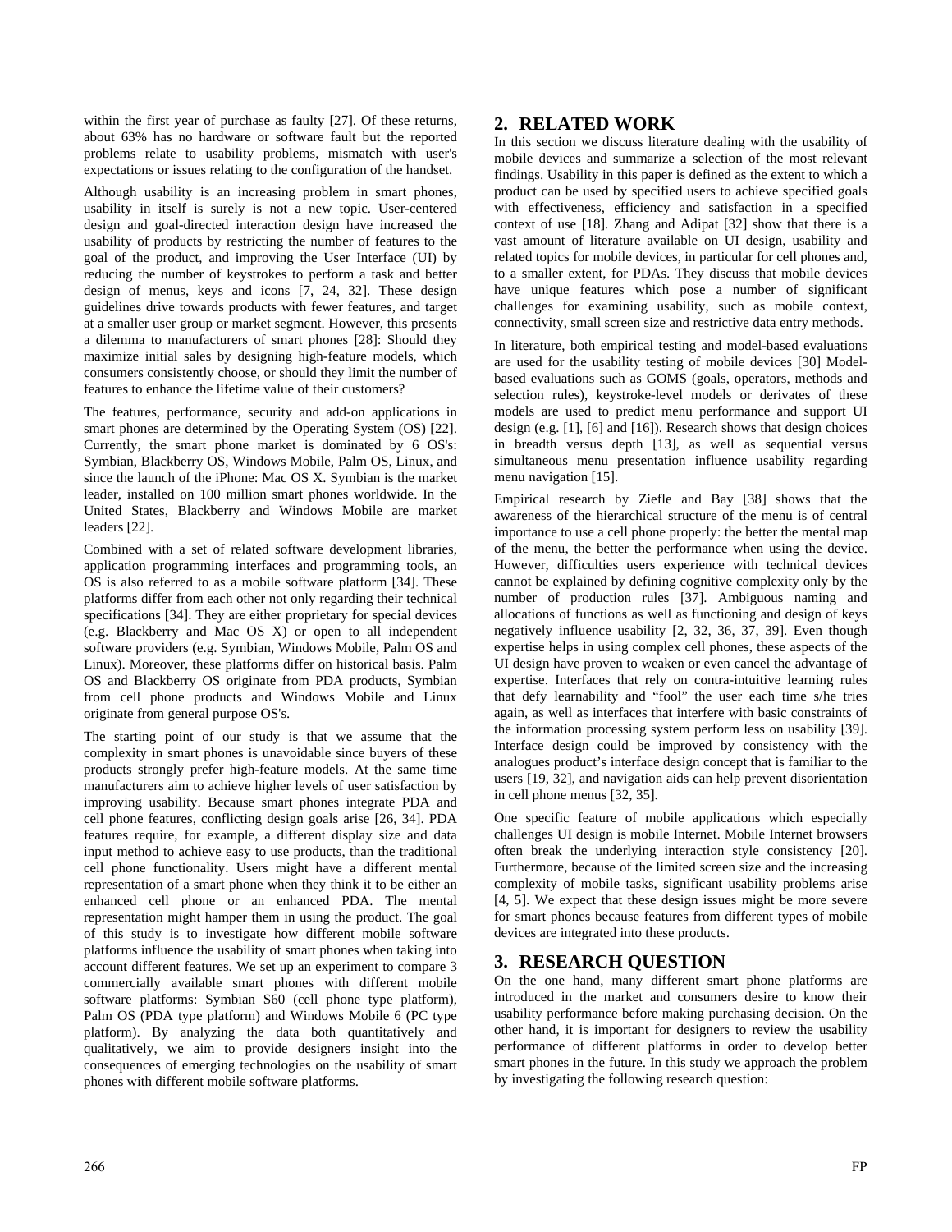within the first year of purchase as faulty [27]. Of these returns, about 63% has no hardware or software fault but the reported problems relate to usability problems, mismatch with user's expectations or issues relating to the configuration of the handset.

Although usability is an increasing problem in smart phones, usability in itself is surely is not a new topic. User-centered design and goal-directed interaction design have increased the usability of products by restricting the number of features to the goal of the product, and improving the User Interface (UI) by reducing the number of keystrokes to perform a task and better design of menus, keys and icons [7, 24, 32]. These design guidelines drive towards products with fewer features, and target at a smaller user group or market segment. However, this presents a dilemma to manufacturers of smart phones [28]: Should they maximize initial sales by designing high-feature models, which consumers consistently choose, or should they limit the number of features to enhance the lifetime value of their customers?

The features, performance, security and add-on applications in smart phones are determined by the Operating System (OS) [22]. Currently, the smart phone market is dominated by 6 OS's: Symbian, Blackberry OS, Windows Mobile, Palm OS, Linux, and since the launch of the iPhone: Mac OS X. Symbian is the market leader, installed on 100 million smart phones worldwide. In the United States, Blackberry and Windows Mobile are market leaders [22].

Combined with a set of related software development libraries, application programming interfaces and programming tools, an OS is also referred to as a mobile software platform [34]. These platforms differ from each other not only regarding their technical specifications [34]. They are either proprietary for special devices (e.g. Blackberry and Mac OS X) or open to all independent software providers (e.g. Symbian, Windows Mobile, Palm OS and Linux). Moreover, these platforms differ on historical basis. Palm OS and Blackberry OS originate from PDA products, Symbian from cell phone products and Windows Mobile and Linux originate from general purpose OS's.

The starting point of our study is that we assume that the complexity in smart phones is unavoidable since buyers of these products strongly prefer high-feature models. At the same time manufacturers aim to achieve higher levels of user satisfaction by improving usability. Because smart phones integrate PDA and cell phone features, conflicting design goals arise [26, 34]. PDA features require, for example, a different display size and data input method to achieve easy to use products, than the traditional cell phone functionality. Users might have a different mental representation of a smart phone when they think it to be either an enhanced cell phone or an enhanced PDA. The mental representation might hamper them in using the product. The goal of this study is to investigate how different mobile software platforms influence the usability of smart phones when taking into account different features. We set up an experiment to compare 3 commercially available smart phones with different mobile software platforms: Symbian S60 (cell phone type platform), Palm OS (PDA type platform) and Windows Mobile 6 (PC type platform). By analyzing the data both quantitatively and qualitatively, we aim to provide designers insight into the consequences of emerging technologies on the usability of smart phones with different mobile software platforms.

## 2. RELATED WORK

In this section we discuss literature dealing with the usability of mobile devices and summarize a selection of the most relevant findings. Usability in this paper is defined as the extent to which a product can be used by specified users to achieve specified goals with effectiveness, efficiency and satisfaction in a specified context of use [18]. Zhang and Adipat [32] show that there is a vast amount of literature available on UI design, usability and related topics for mobile devices, in particular for cell phones and, to a smaller extent, for PDAs. They discuss that mobile devices have unique features which pose a number of significant challenges for examining usability, such as mobile context, connectivity, small screen size and restrictive data entry methods.

In literature, both empirical testing and model-based evaluations are used for the usability testing of mobile devices [30] Model-based evaluations such as GOMS (goals, operators, methods and selection rules), keystroke-level models or derivates of these models are used to predict menu performance and support UI design (e.g. [1], [6] and [16]). Research shows that design choices in breadth versus depth [13], as well as sequential versus simultaneous menu presentation influence usability regarding menu navigation [15].

Empirical research by Ziefle and Bay [38] shows that the awareness of the hierarchical structure of the menu is of central importance to use a cell phone properly: the better the mental map of the menu, the better the performance when using the device. However, difficulties users experience with technical devices cannot be explained by defining cognitive complexity only by the number of production rules [37]. Ambiguous naming and allocations of functions as well as functioning and design of keys negatively influence usability [2, 32, 36, 37, 39]. Even though expertise helps in using complex cell phones, these aspects of the UI design have proven to weaken or even cancel the advantage of expertise. Interfaces that rely on contra-intuitive learning rules that defy learnability and "fool" the user each time s/he tries again, as well as interfaces that interfere with basic constraints of the information processing system perform less on usability [39]. Interface design could be improved by consistency with the analogues product's interface design concept that is familiar to the users [19, 32], and navigation aids can help prevent disorientation in cell phone menus [32, 35].

One specific feature of mobile applications which especially challenges UI design is mobile Internet. Mobile Internet browsers often break the underlying interaction style consistency [20]. Furthermore, because of the limited screen size and the increasing complexity of mobile tasks, significant usability problems arise [4, 5]. We expect that these design issues might be more severe for smart phones because features from different types of mobile devices are integrated into these products.

## 3. RESEARCH QUESTION

On the one hand, many different smart phone platforms are introduced in the market and consumers desire to know their usability performance before making purchasing decision. On the other hand, it is important for designers to review the usability performance of different platforms in order to develop better smart phones in the future. In this study we approach the problem by investigating the following research question: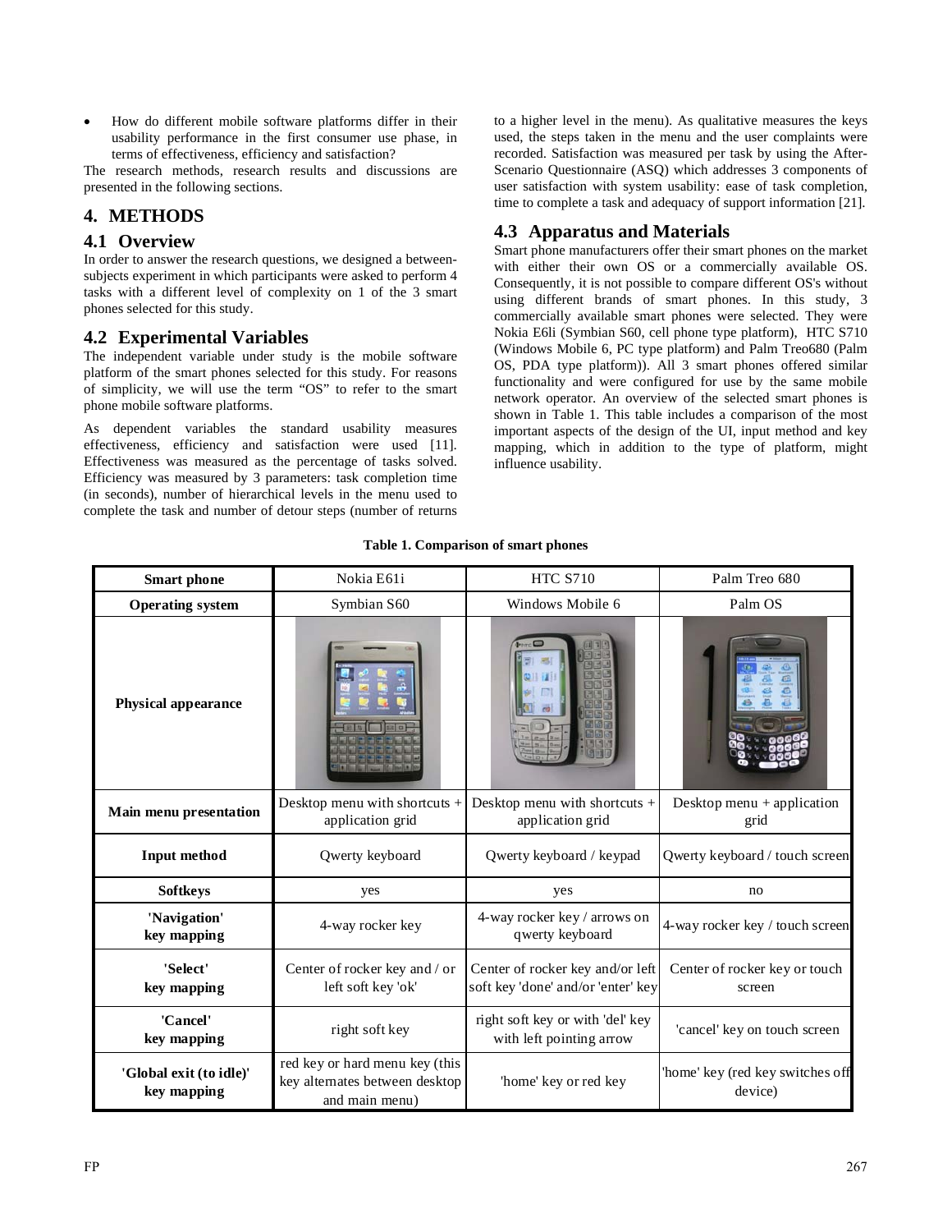- How do different mobile software platforms differ in their usability performance in the first consumer use phase, in terms of effectiveness, efficiency and satisfaction?

The research methods, research results and discussions are presented in the following sections.

## 4. METHODS

### 4.1 Overview

In order to answer the research questions, we designed a between-subjects experiment in which participants were asked to perform 4 tasks with a different level of complexity on 1 of the 3 smart phones selected for this study.

### 4.2 Experimental Variables

The independent variable under study is the mobile software platform of the smart phones selected for this study. For reasons of simplicity, we will use the term "OS" to refer to the smart phone mobile software platforms.

As dependent variables the standard usability measures effectiveness, efficiency and satisfaction were used [11]. Effectiveness was measured as the percentage of tasks solved. Efficiency was measured by 3 parameters: task completion time (in seconds), number of hierarchical levels in the menu used to complete the task and number of detour steps (number of returns to a higher level in the menu). As qualitative measures the keys used, the steps taken in the menu and the user complaints were recorded. Satisfaction was measured per task by using the After-Scenario Questionnaire (ASQ) which addresses 3 components of user satisfaction with system usability: ease of task completion, time to complete a task and adequacy of support information [21].

### 4.3 Apparatus and Materials

Smart phone manufacturers offer their smart phones on the market with either their own OS or a commercially available OS. Consequently, it is not possible to compare different OS's without using different brands of smart phones. In this study, 3 commercially available smart phones were selected. They were Nokia E6li (Symbian S60, cell phone type platform), HTC S710 (Windows Mobile 6, PC type platform) and Palm Treo680 (Palm OS, PDA type platform)). All 3 smart phones offered similar functionality and were configured for use by the same mobile network operator. An overview of the selected smart phones is shown in Table 1. This table includes a comparison of the most important aspects of the design of the UI, input method and key mapping, which in addition to the type of platform, might influence usability.

**Table 1. Comparison of smart phones**

| Smart phone | Nokia E61i | HTC S710 | Palm Treo 680 |
|---|---|---|---|
| Operating system | Symbian S60 | Windows Mobile 6 | Palm OS |
| Physical appearance | | | |
| Main menu presentation | Desktop menu with shortcuts + application grid | Desktop menu with shortcuts + application grid | Desktop menu + application grid |
| Input method | Qwerty keyboard | Qwerty keyboard / keypad | Qwerty keyboard / touch screen |
| Softkeys | yes | yes | no |
| 'Navigation' key mapping | 4-way rocker key | 4-way rocker key / arrows on qwerty keyboard | 4-way rocker key / touch screen |
| 'Select' key mapping | Center of rocker key and / or left soft key 'ok' | Center of rocker key and/or left soft key 'done' and/or 'enter' key | Center of rocker key or touch screen |
| 'Cancel' key mapping | right soft key | right soft key or with 'del' key with left pointing arrow | 'cancel' key on touch screen |
| 'Global exit (to idle)' key mapping | red key or hard menu key (this key alternates between desktop and main menu) | 'home' key or red key | 'home' key (red key switches off device) |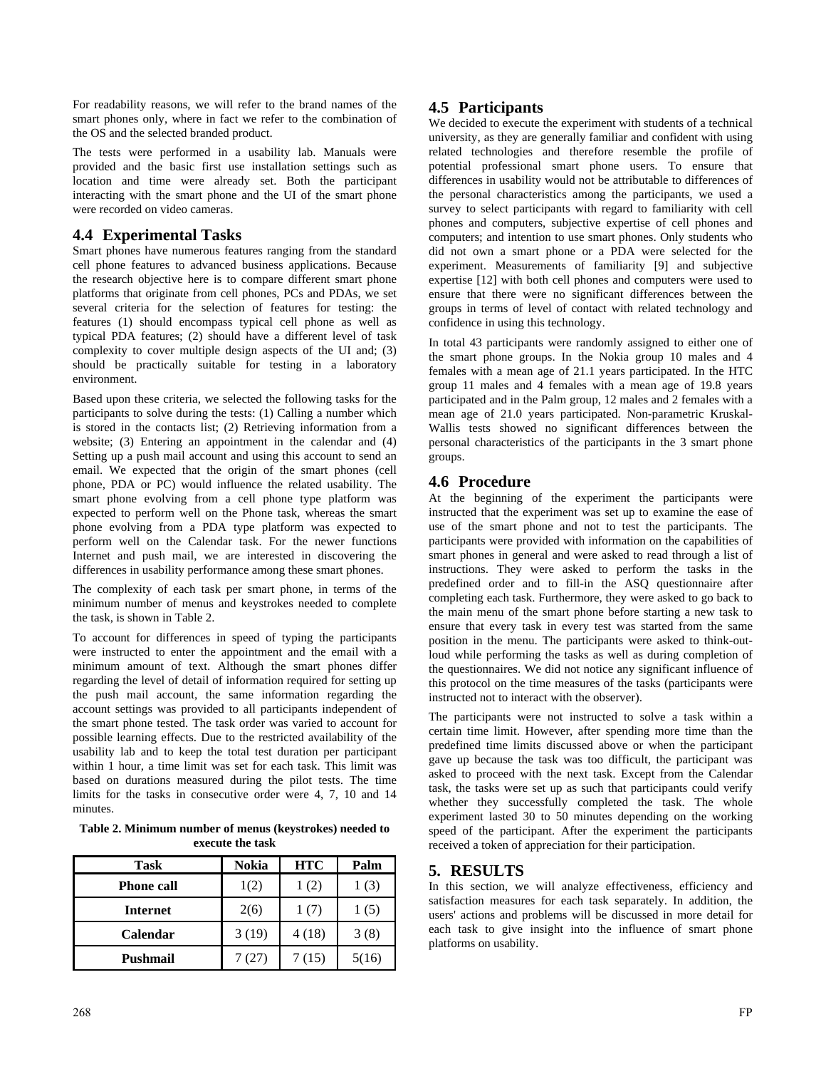For readability reasons, we will refer to the brand names of the smart phones only, where in fact we refer to the combination of the OS and the selected branded product.

The tests were performed in a usability lab. Manuals were provided and the basic first use installation settings such as location and time were already set. Both the participant interacting with the smart phone and the UI of the smart phone were recorded on video cameras.

## 4.4 Experimental Tasks

Smart phones have numerous features ranging from the standard cell phone features to advanced business applications. Because the research objective here is to compare different smart phone platforms that originate from cell phones, PCs and PDAs, we set several criteria for the selection of features for testing: the features (1) should encompass typical cell phone as well as typical PDA features; (2) should have a different level of task complexity to cover multiple design aspects of the UI and; (3) should be practically suitable for testing in a laboratory environment.

Based upon these criteria, we selected the following tasks for the participants to solve during the tests: (1) Calling a number which is stored in the contacts list; (2) Retrieving information from a website; (3) Entering an appointment in the calendar and (4) Setting up a push mail account and using this account to send an email. We expected that the origin of the smart phones (cell phone, PDA or PC) would influence the related usability. The smart phone evolving from a cell phone type platform was expected to perform well on the Phone task, whereas the smart phone evolving from a PDA type platform was expected to perform well on the Calendar task. For the newer functions Internet and push mail, we are interested in discovering the differences in usability performance among these smart phones.

The complexity of each task per smart phone, in terms of the minimum number of menus and keystrokes needed to complete the task, is shown in Table 2.

To account for differences in speed of typing the participants were instructed to enter the appointment and the email with a minimum amount of text. Although the smart phones differ regarding the level of detail of information required for setting up the push mail account, the same information regarding the account settings was provided to all participants independent of the smart phone tested. The task order was varied to account for possible learning effects. Due to the restricted availability of the usability lab and to keep the total test duration per participant within 1 hour, a time limit was set for each task. This limit was based on durations measured during the pilot tests. The time limits for the tasks in consecutive order were 4, 7, 10 and 14 minutes.

**Table 2. Minimum number of menus (keystrokes) needed to execute the task**

| Task | Nokia | HTC | Palm |
|---|---|---|---|
| **Phone call** | 1(2) | 1 (2) | 1 (3) |
| **Internet** | 2(6) | 1 (7) | 1 (5) |
| **Calendar** | 3 (19) | 4 (18) | 3 (8) |
| **Pushmail** | 7 (27) | 7 (15) | 5(16) |

## 4.5 Participants

We decided to execute the experiment with students of a technical university, as they are generally familiar and confident with using related technologies and therefore resemble the profile of potential professional smart phone users. To ensure that differences in usability would not be attributable to differences of the personal characteristics among the participants, we used a survey to select participants with regard to familiarity with cell phones and computers, subjective expertise of cell phones and computers; and intention to use smart phones. Only students who did not own a smart phone or a PDA were selected for the experiment. Measurements of familiarity [9] and subjective expertise [12] with both cell phones and computers were used to ensure that there were no significant differences between the groups in terms of level of contact with related technology and confidence in using this technology.

In total 43 participants were randomly assigned to either one of the smart phone groups. In the Nokia group 10 males and 4 females with a mean age of 21.1 years participated. In the HTC group 11 males and 4 females with a mean age of 19.8 years participated and in the Palm group, 12 males and 2 females with a mean age of 21.0 years participated. Non-parametric Kruskal-Wallis tests showed no significant differences between the personal characteristics of the participants in the 3 smart phone groups.

## 4.6 Procedure

At the beginning of the experiment the participants were instructed that the experiment was set up to examine the ease of use of the smart phone and not to test the participants. The participants were provided with information on the capabilities of smart phones in general and were asked to read through a list of instructions. They were asked to perform the tasks in the predefined order and to fill-in the ASQ questionnaire after completing each task. Furthermore, they were asked to go back to the main menu of the smart phone before starting a new task to ensure that every task in every test was started from the same position in the menu. The participants were asked to think-out-loud while performing the tasks as well as during completion of the questionnaires. We did not notice any significant influence of this protocol on the time measures of the tasks (participants were instructed not to interact with the observer).

The participants were not instructed to solve a task within a certain time limit. However, after spending more time than the predefined time limits discussed above or when the participant gave up because the task was too difficult, the participant was asked to proceed with the next task. Except from the Calendar task, the tasks were set up as such that participants could verify whether they successfully completed the task. The whole experiment lasted 30 to 50 minutes depending on the working speed of the participant. After the experiment the participants received a token of appreciation for their participation.

# 5. RESULTS

In this section, we will analyze effectiveness, efficiency and satisfaction measures for each task separately. In addition, the users' actions and problems will be discussed in more detail for each task to give insight into the influence of smart phone platforms on usability.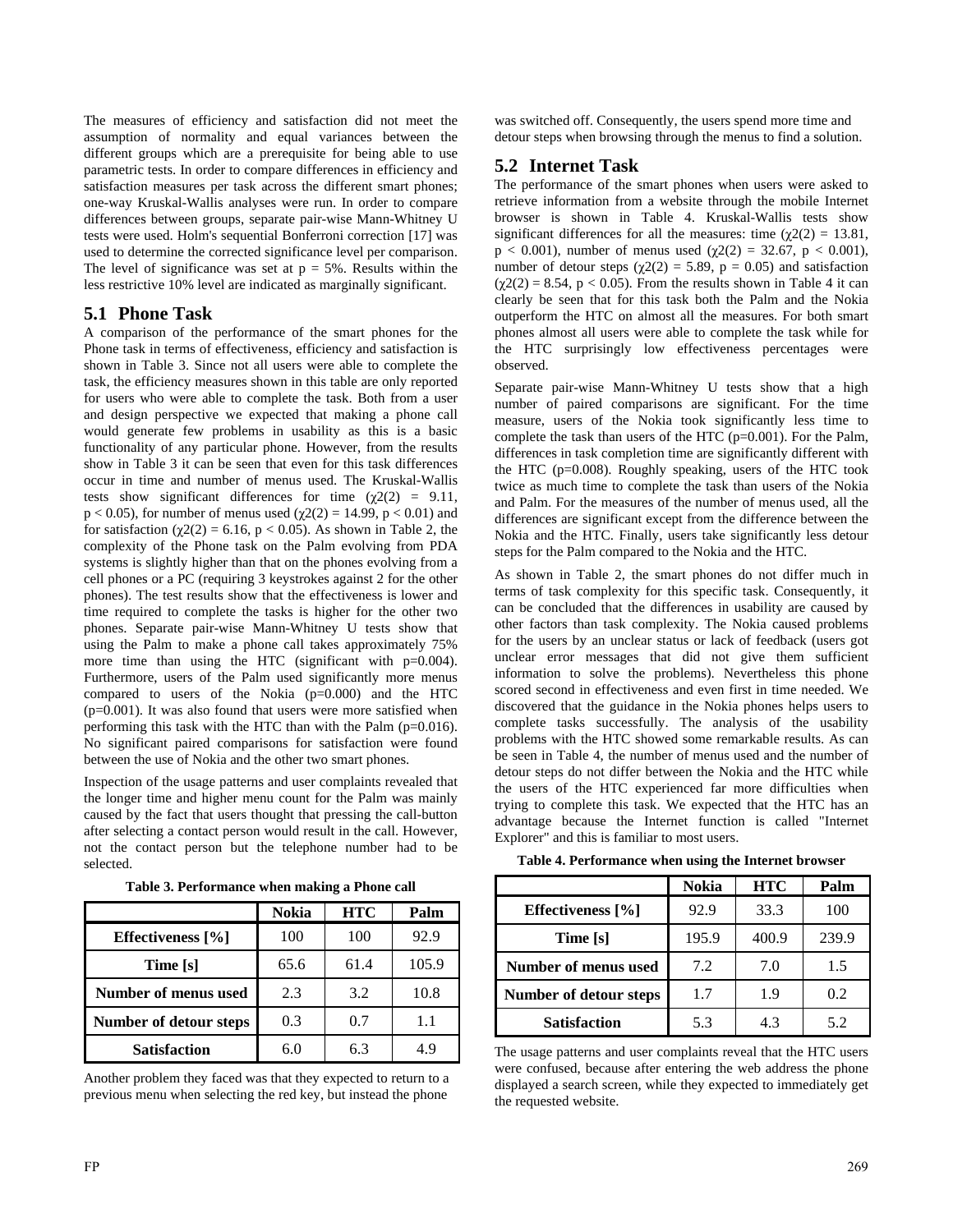The measures of efficiency and satisfaction did not meet the assumption of normality and equal variances between the different groups which are a prerequisite for being able to use parametric tests. In order to compare differences in efficiency and satisfaction measures per task across the different smart phones; one-way Kruskal-Wallis analyses were run. In order to compare differences between groups, separate pair-wise Mann-Whitney U tests were used. Holm's sequential Bonferroni correction [17] was used to determine the corrected significance level per comparison. The level of significance was set at $p = 5\%$. Results within the less restrictive 10% level are indicated as marginally significant.

## 5.1 Phone Task

A comparison of the performance of the smart phones for the Phone task in terms of effectiveness, efficiency and satisfaction is shown in Table 3. Since not all users were able to complete the task, the efficiency measures shown in this table are only reported for users who were able to complete the task. Both from a user and design perspective we expected that making a phone call would generate few problems in usability as this is a basic functionality of any particular phone. However, from the results show in Table 3 it can be seen that even for this task differences occur in time and number of menus used. The Kruskal-Wallis tests show significant differences for time ($\chi2(2) = 9.11$, $p < 0.05$), for number of menus used ($\chi2(2) = 14.99$, $p < 0.01$) and for satisfaction ($\chi2(2) = 6.16$, $p < 0.05$). As shown in Table 2, the complexity of the Phone task on the Palm evolving from PDA systems is slightly higher than that on the phones evolving from a cell phones or a PC (requiring 3 keystrokes against 2 for the other phones). The test results show that the effectiveness is lower and time required to complete the tasks is higher for the other two phones. Separate pair-wise Mann-Whitney U tests show that using the Palm to make a phone call takes approximately 75% more time than using the HTC (significant with p=0.004). Furthermore, users of the Palm used significantly more menus compared to users of the Nokia (p=0.000) and the HTC (p=0.001). It was also found that users were more satisfied when performing this task with the HTC than with the Palm (p=0.016). No significant paired comparisons for satisfaction were found between the use of Nokia and the other two smart phones.

Inspection of the usage patterns and user complaints revealed that the longer time and higher menu count for the Palm was mainly caused by the fact that users thought that pressing the call-button after selecting a contact person would result in the call. However, not the contact person but the telephone number had to be selected.

**Table 3. Performance when making a Phone call**

| | Nokia | HTC | Palm |
|---|---|---|---|
| **Effectiveness [%]** | 100 | 100 | 92.9 |
| **Time [s]** | 65.6 | 61.4 | 105.9 |
| **Number of menus used** | 2.3 | 3.2 | 10.8 |
| **Number of detour steps** | 0.3 | 0.7 | 1.1 |
| **Satisfaction** | 6.0 | 6.3 | 4.9 |

Another problem they faced was that they expected to return to a previous menu when selecting the red key, but instead the phone was switched off. Consequently, the users spend more time and detour steps when browsing through the menus to find a solution.

## 5.2 Internet Task

The performance of the smart phones when users were asked to retrieve information from a website through the mobile Internet browser is shown in Table 4. Kruskal-Wallis tests show significant differences for all the measures: time ($\chi2(2) = 13.81$, $p < 0.001$), number of menus used ($\chi2(2) = 32.67$, $p < 0.001$), number of detour steps ($\chi2(2) = 5.89$, $p = 0.05$) and satisfaction ($\chi2(2) = 8.54$, $p < 0.05$). From the results shown in Table 4 it can clearly be seen that for this task both the Palm and the Nokia outperform the HTC on almost all the measures. For both smart phones almost all users were able to complete the task while for the HTC surprisingly low effectiveness percentages were observed.

Separate pair-wise Mann-Whitney U tests show that a high number of paired comparisons are significant. For the time measure, users of the Nokia took significantly less time to complete the task than users of the HTC (p=0.001). For the Palm, differences in task completion time are significantly different with the HTC (p=0.008). Roughly speaking, users of the HTC took twice as much time to complete the task than users of the Nokia and Palm. For the measures of the number of menus used, all the differences are significant except from the difference between the Nokia and the HTC. Finally, users take significantly less detour steps for the Palm compared to the Nokia and the HTC.

As shown in Table 2, the smart phones do not differ much in terms of task complexity for this specific task. Consequently, it can be concluded that the differences in usability are caused by other factors than task complexity. The Nokia caused problems for the users by an unclear status or lack of feedback (users got unclear error messages that did not give them sufficient information to solve the problems). Nevertheless this phone scored second in effectiveness and even first in time needed. We discovered that the guidance in the Nokia phones helps users to complete tasks successfully. The analysis of the usability problems with the HTC showed some remarkable results. As can be seen in Table 4, the number of menus used and the number of detour steps do not differ between the Nokia and the HTC while the users of the HTC experienced far more difficulties when trying to complete this task. We expected that the HTC has an advantage because the Internet function is called "Internet Explorer" and this is familiar to most users.

**Table 4. Performance when using the Internet browser**

| | Nokia | HTC | Palm |
|---|---|---|---|
| **Effectiveness [%]** | 92.9 | 33.3 | 100 |
| **Time [s]** | 195.9 | 400.9 | 239.9 |
| **Number of menus used** | 7.2 | 7.0 | 1.5 |
| **Number of detour steps** | 1.7 | 1.9 | 0.2 |
| **Satisfaction** | 5.3 | 4.3 | 5.2 |

The usage patterns and user complaints reveal that the HTC users were confused, because after entering the web address the phone displayed a search screen, while they expected to immediately get the requested website.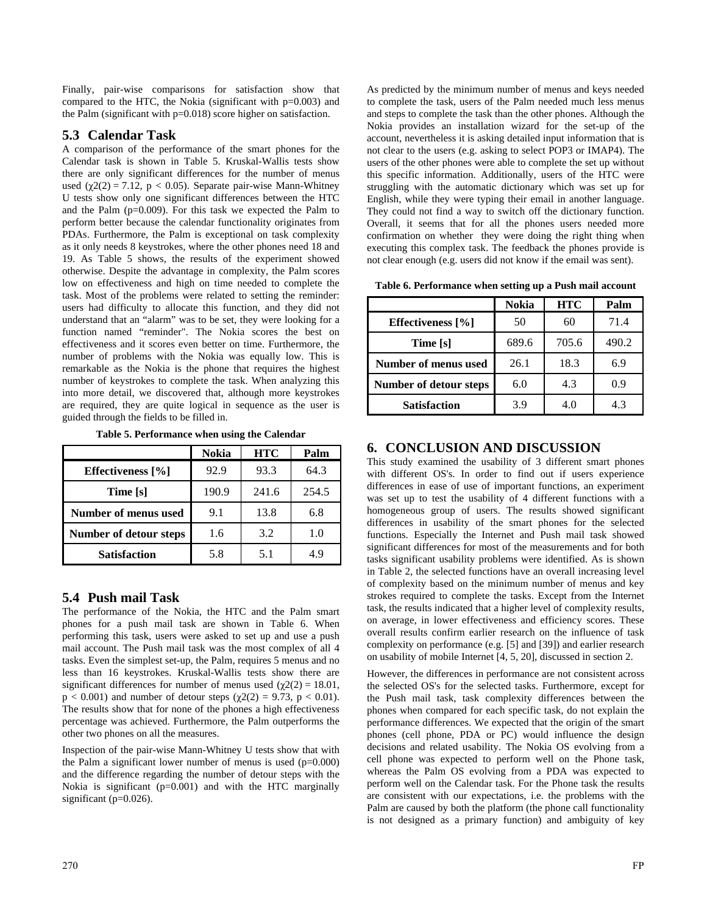Finally, pair-wise comparisons for satisfaction show that compared to the HTC, the Nokia (significant with $p=0.003$) and the Palm (significant with $p=0.018$) score higher on satisfaction.

## 5.3 Calendar Task

A comparison of the performance of the smart phones for the Calendar task is shown in Table 5. Kruskal-Wallis tests show there are only significant differences for the number of menus used ($\chi2(2) = 7.12$, $p < 0.05$). Separate pair-wise Mann-Whitney U tests show only one significant differences between the HTC and the Palm ($p=0.009$). For this task we expected the Palm to perform better because the calendar functionality originates from PDAs. Furthermore, the Palm is exceptional on task complexity as it only needs 8 keystrokes, where the other phones need 18 and 19. As Table 5 shows, the results of the experiment showed otherwise. Despite the advantage in complexity, the Palm scores low on effectiveness and high on time needed to complete the task. Most of the problems were related to setting the reminder: users had difficulty to allocate this function, and they did not understand that an "alarm" was to be set, they were looking for a function named "reminder". The Nokia scores the best on effectiveness and it scores even better on time. Furthermore, the number of problems with the Nokia was equally low. This is remarkable as the Nokia is the phone that requires the highest number of keystrokes to complete the task. When analyzing this into more detail, we discovered that, although more keystrokes are required, they are quite logical in sequence as the user is guided through the fields to be filled in.

**Table 5. Performance when using the Calendar**

| | Nokia | HTC | Palm |
|---|---|---|---|
| **Effectiveness [%]** | 92.9 | 93.3 | 64.3 |
| **Time [s]** | 190.9 | 241.6 | 254.5 |
| **Number of menus used** | 9.1 | 13.8 | 6.8 |
| **Number of detour steps** | 1.6 | 3.2 | 1.0 |
| **Satisfaction** | 5.8 | 5.1 | 4.9 |

## 5.4 Push mail Task

The performance of the Nokia, the HTC and the Palm smart phones for a push mail task are shown in Table 6. When performing this task, users were asked to set up and use a push mail account. The Push mail task was the most complex of all 4 tasks. Even the simplest set-up, the Palm, requires 5 menus and no less than 16 keystrokes. Kruskal-Wallis tests show there are significant differences for number of menus used ($\chi2(2) = 18.01$, $p < 0.001$) and number of detour steps ($\chi2(2) = 9.73$, $p < 0.01$). The results show that for none of the phones a high effectiveness percentage was achieved. Furthermore, the Palm outperforms the other two phones on all the measures.

Inspection of the pair-wise Mann-Whitney U tests show that with the Palm a significant lower number of menus is used ($p=0.000$) and the difference regarding the number of detour steps with the Nokia is significant ($p=0.001$) and with the HTC marginally significant ($p=0.026$).

As predicted by the minimum number of menus and keys needed to complete the task, users of the Palm needed much less menus and steps to complete the task than the other phones. Although the Nokia provides an installation wizard for the set-up of the account, nevertheless it is asking detailed input information that is not clear to the users (e.g. asking to select POP3 or IMAP4). The users of the other phones were able to complete the set up without this specific information. Additionally, users of the HTC were struggling with the automatic dictionary which was set up for English, while they were typing their email in another language. They could not find a way to switch off the dictionary function. Overall, it seems that for all the phones users needed more confirmation on whether they were doing the right thing when executing this complex task. The feedback the phones provide is not clear enough (e.g. users did not know if the email was sent).

**Table 6. Performance when setting up a Push mail account**

| | Nokia | HTC | Palm |
|---|---|---|---|
| **Effectiveness [%]** | 50 | 60 | 71.4 |
| **Time [s]** | 689.6 | 705.6 | 490.2 |
| **Number of menus used** | 26.1 | 18.3 | 6.9 |
| **Number of detour steps** | 6.0 | 4.3 | 0.9 |
| **Satisfaction** | 3.9 | 4.0 | 4.3 |

# 6. CONCLUSION AND DISCUSSION

This study examined the usability of 3 different smart phones with different OS's. In order to find out if users experience differences in ease of use of important functions, an experiment was set up to test the usability of 4 different functions with a homogeneous group of users. The results showed significant differences in usability of the smart phones for the selected functions. Especially the Internet and Push mail task showed significant differences for most of the measurements and for both tasks significant usability problems were identified. As is shown in Table 2, the selected functions have an overall increasing level of complexity based on the minimum number of menus and key strokes required to complete the tasks. Except from the Internet task, the results indicated that a higher level of complexity results, on average, in lower effectiveness and efficiency scores. These overall results confirm earlier research on the influence of task complexity on performance (e.g. [5] and [39]) and earlier research on usability of mobile Internet [4, 5, 20], discussed in section 2.

However, the differences in performance are not consistent across the selected OS's for the selected tasks. Furthermore, except for the Push mail task, task complexity differences between the phones when compared for each specific task, do not explain the performance differences. We expected that the origin of the smart phones (cell phone, PDA or PC) would influence the design decisions and related usability. The Nokia OS evolving from a cell phone was expected to perform well on the Phone task, whereas the Palm OS evolving from a PDA was expected to perform well on the Calendar task. For the Phone task the results are consistent with our expectations, i.e. the problems with the Palm are caused by both the platform (the phone call functionality is not designed as a primary function) and ambiguity of key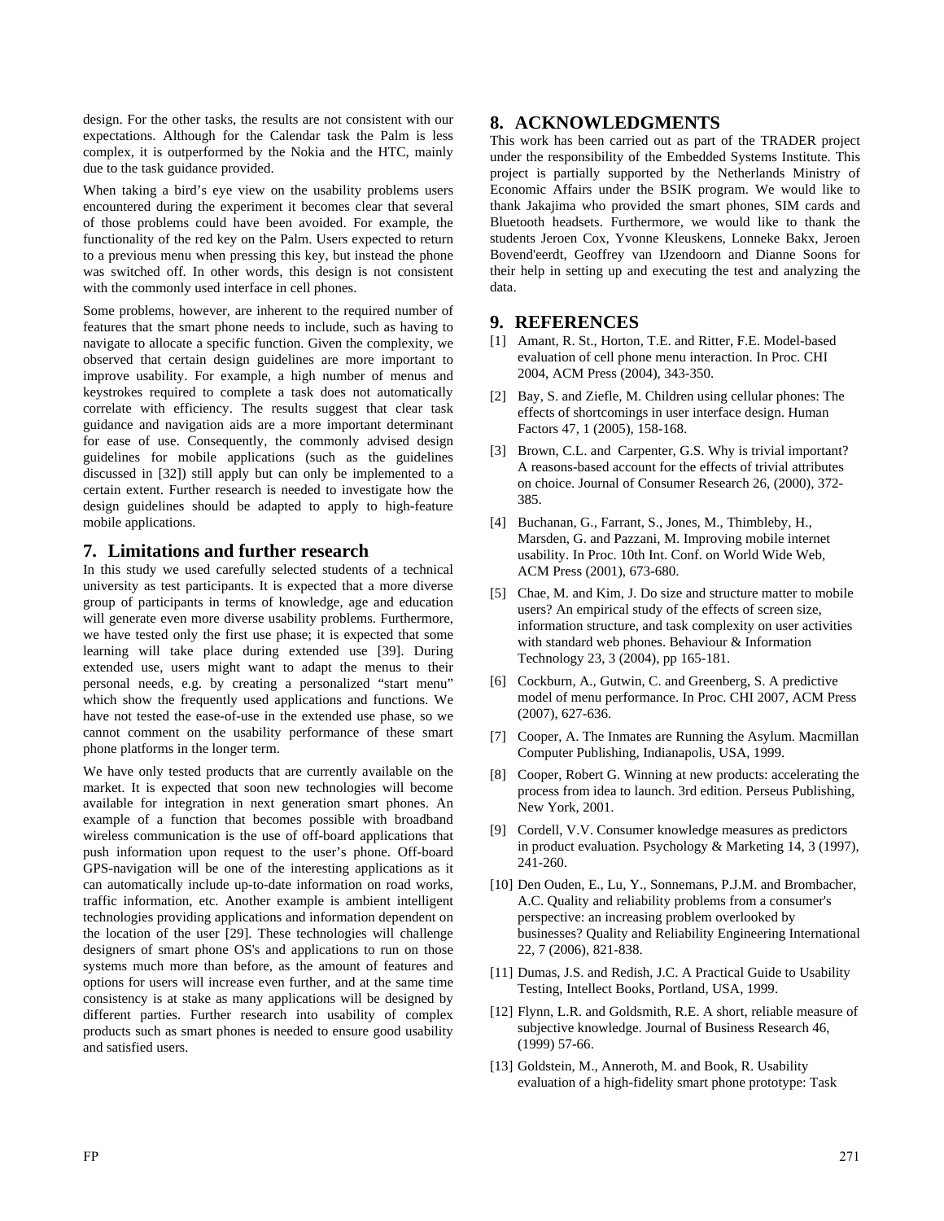design. For the other tasks, the results are not consistent with our expectations. Although for the Calendar task the Palm is less complex, it is outperformed by the Nokia and the HTC, mainly due to the task guidance provided.

When taking a bird's eye view on the usability problems users encountered during the experiment it becomes clear that several of those problems could have been avoided. For example, the functionality of the red key on the Palm. Users expected to return to a previous menu when pressing this key, but instead the phone was switched off. In other words, this design is not consistent with the commonly used interface in cell phones.

Some problems, however, are inherent to the required number of features that the smart phone needs to include, such as having to navigate to allocate a specific function. Given the complexity, we observed that certain design guidelines are more important to improve usability. For example, a high number of menus and keystrokes required to complete a task does not automatically correlate with efficiency. The results suggest that clear task guidance and navigation aids are a more important determinant for ease of use. Consequently, the commonly advised design guidelines for mobile applications (such as the guidelines discussed in [32]) still apply but can only be implemented to a certain extent. Further research is needed to investigate how the design guidelines should be adapted to apply to high-feature mobile applications.

## 7. Limitations and further research

In this study we used carefully selected students of a technical university as test participants. It is expected that a more diverse group of participants in terms of knowledge, age and education will generate even more diverse usability problems. Furthermore, we have tested only the first use phase; it is expected that some learning will take place during extended use [39]. During extended use, users might want to adapt the menus to their personal needs, e.g. by creating a personalized "start menu" which show the frequently used applications and functions. We have not tested the ease-of-use in the extended use phase, so we cannot comment on the usability performance of these smart phone platforms in the longer term.

We have only tested products that are currently available on the market. It is expected that soon new technologies will become available for integration in next generation smart phones. An example of a function that becomes possible with broadband wireless communication is the use of off-board applications that push information upon request to the user's phone. Off-board GPS-navigation will be one of the interesting applications as it can automatically include up-to-date information on road works, traffic information, etc. Another example is ambient intelligent technologies providing applications and information dependent on the location of the user [29]. These technologies will challenge designers of smart phone OS's and applications to run on those systems much more than before, as the amount of features and options for users will increase even further, and at the same time consistency is at stake as many applications will be designed by different parties. Further research into usability of complex products such as smart phones is needed to ensure good usability and satisfied users.

## 8. ACKNOWLEDGMENTS

This work has been carried out as part of the TRADER project under the responsibility of the Embedded Systems Institute. This project is partially supported by the Netherlands Ministry of Economic Affairs under the BSIK program. We would like to thank Jakajima who provided the smart phones, SIM cards and Bluetooth headsets. Furthermore, we would like to thank the students Jeroen Cox, Yvonne Kleuskens, Lonneke Bakx, Jeroen Bovend'eerdt, Geoffrey van IJzendoorn and Dianne Soons for their help in setting up and executing the test and analyzing the data.

## 9. REFERENCES

[1] Amant, R. St., Horton, T.E. and Ritter, F.E. Model-based evaluation of cell phone menu interaction. In Proc. CHI 2004, ACM Press (2004), 343-350.

[2] Bay, S. and Ziefle, M. Children using cellular phones: The effects of shortcomings in user interface design. Human Factors 47, 1 (2005), 158-168.

[3] Brown, C.L. and Carpenter, G.S. Why is trivial important? A reasons-based account for the effects of trivial attributes on choice. Journal of Consumer Research 26, (2000), 372-385.

[4] Buchanan, G., Farrant, S., Jones, M., Thimbleby, H., Marsden, G. and Pazzani, M. Improving mobile internet usability. In Proc. 10th Int. Conf. on World Wide Web, ACM Press (2001), 673-680.

[5] Chae, M. and Kim, J. Do size and structure matter to mobile users? An empirical study of the effects of screen size, information structure, and task complexity on user activities with standard web phones. Behaviour & Information Technology 23, 3 (2004), pp 165-181.

[6] Cockburn, A., Gutwin, C. and Greenberg, S. A predictive model of menu performance. In Proc. CHI 2007, ACM Press (2007), 627-636.

[7] Cooper, A. The Inmates are Running the Asylum. Macmillan Computer Publishing, Indianapolis, USA, 1999.

[8] Cooper, Robert G. Winning at new products: accelerating the process from idea to launch. 3rd edition. Perseus Publishing, New York, 2001.

[9] Cordell, V.V. Consumer knowledge measures as predictors in product evaluation. Psychology & Marketing 14, 3 (1997), 241-260.

[10] Den Ouden, E., Lu, Y., Sonnemans, P.J.M. and Brombacher, A.C. Quality and reliability problems from a consumer's perspective: an increasing problem overlooked by businesses? Quality and Reliability Engineering International 22, 7 (2006), 821-838.

[11] Dumas, J.S. and Redish, J.C. A Practical Guide to Usability Testing, Intellect Books, Portland, USA, 1999.

[12] Flynn, L.R. and Goldsmith, R.E. A short, reliable measure of subjective knowledge. Journal of Business Research 46, (1999) 57-66.

[13] Goldstein, M., Anneroth, M. and Book, R. Usability evaluation of a high-fidelity smart phone prototype: Task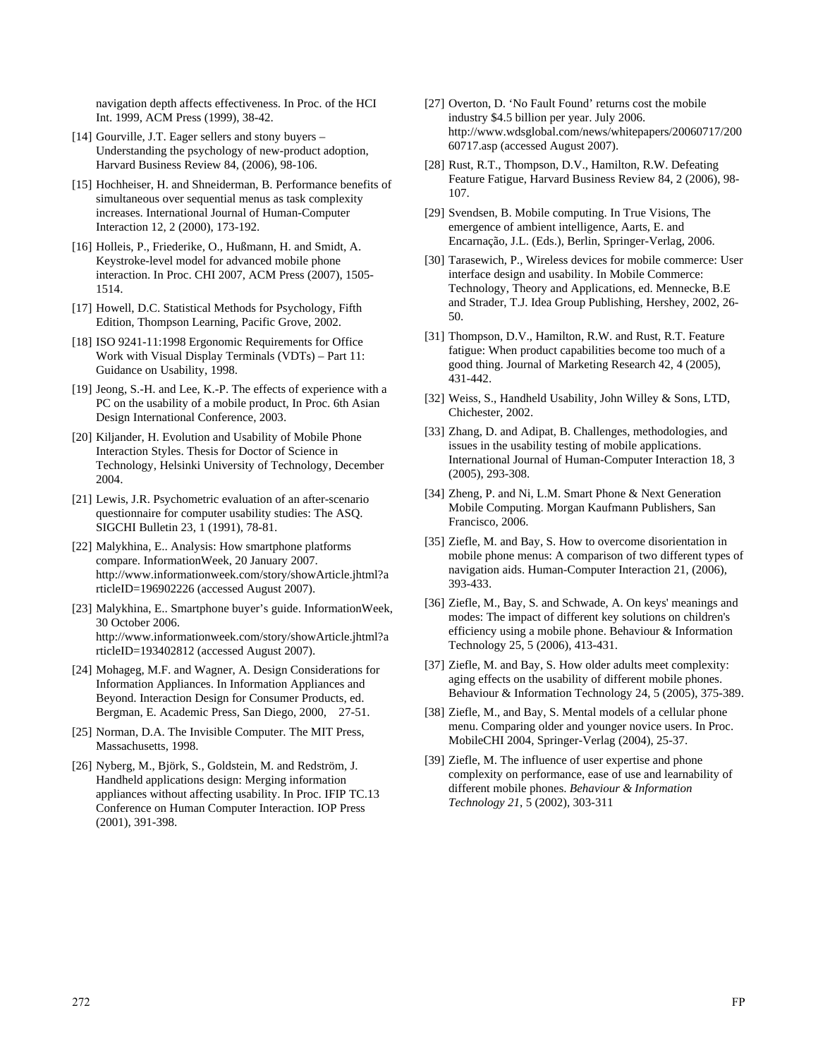navigation depth affects effectiveness. In Proc. of the HCI Int. 1999, ACM Press (1999), 38-42.

[14] Gourville, J.T. Eager sellers and stony buyers – Understanding the psychology of new-product adoption, Harvard Business Review 84, (2006), 98-106.

[15] Hochheiser, H. and Shneiderman, B. Performance benefits of simultaneous over sequential menus as task complexity increases. International Journal of Human-Computer Interaction 12, 2 (2000), 173-192.

[16] Holleis, P., Friederike, O., Hußmann, H. and Smidt, A. Keystroke-level model for advanced mobile phone interaction. In Proc. CHI 2007, ACM Press (2007), 1505-1514.

[17] Howell, D.C. Statistical Methods for Psychology, Fifth Edition, Thompson Learning, Pacific Grove, 2002.

[18] ISO 9241-11:1998 Ergonomic Requirements for Office Work with Visual Display Terminals (VDTs) – Part 11: Guidance on Usability, 1998.

[19] Jeong, S.-H. and Lee, K.-P. The effects of experience with a PC on the usability of a mobile product, In Proc. 6th Asian Design International Conference, 2003.

[20] Kiljander, H. Evolution and Usability of Mobile Phone Interaction Styles. Thesis for Doctor of Science in Technology, Helsinki University of Technology, December 2004.

[21] Lewis, J.R. Psychometric evaluation of an after-scenario questionnaire for computer usability studies: The ASQ. SIGCHI Bulletin 23, 1 (1991), 78-81.

[22] Malykhina, E.. Analysis: How smartphone platforms compare. InformationWeek, 20 January 2007. http://www.informationweek.com/story/showArticle.jhtml?articleID=196902226 (accessed August 2007).

[23] Malykhina, E.. Smartphone buyer's guide. InformationWeek, 30 October 2006. http://www.informationweek.com/story/showArticle.jhtml?articleID=193402812 (accessed August 2007).

[24] Mohageg, M.F. and Wagner, A. Design Considerations for Information Appliances. In Information Appliances and Beyond. Interaction Design for Consumer Products, ed. Bergman, E. Academic Press, San Diego, 2000, 27-51.

[25] Norman, D.A. The Invisible Computer. The MIT Press, Massachusetts, 1998.

[26] Nyberg, M., Björk, S., Goldstein, M. and Redström, J. Handheld applications design: Merging information appliances without affecting usability. In Proc. IFIP TC.13 Conference on Human Computer Interaction. IOP Press (2001), 391-398.

[27] Overton, D. 'No Fault Found' returns cost the mobile industry $4.5 billion per year. July 2006. http://www.wdsglobal.com/news/whitepapers/20060717/20060717.asp (accessed August 2007).

[28] Rust, R.T., Thompson, D.V., Hamilton, R.W. Defeating Feature Fatigue, Harvard Business Review 84, 2 (2006), 98-107.

[29] Svendsen, B. Mobile computing. In True Visions, The emergence of ambient intelligence, Aarts, E. and Encarnação, J.L. (Eds.), Berlin, Springer-Verlag, 2006.

[30] Tarasewich, P., Wireless devices for mobile commerce: User interface design and usability. In Mobile Commerce: Technology, Theory and Applications, ed. Mennecke, B.E and Strader, T.J. Idea Group Publishing, Hershey, 2002, 26-50.

[31] Thompson, D.V., Hamilton, R.W. and Rust, R.T. Feature fatigue: When product capabilities become too much of a good thing. Journal of Marketing Research 42, 4 (2005), 431-442.

[32] Weiss, S., Handheld Usability, John Willey & Sons, LTD, Chichester, 2002.

[33] Zhang, D. and Adipat, B. Challenges, methodologies, and issues in the usability testing of mobile applications. International Journal of Human-Computer Interaction 18, 3 (2005), 293-308.

[34] Zheng, P. and Ni, L.M. Smart Phone & Next Generation Mobile Computing. Morgan Kaufmann Publishers, San Francisco, 2006.

[35] Ziefle, M. and Bay, S. How to overcome disorientation in mobile phone menus: A comparison of two different types of navigation aids. Human-Computer Interaction 21, (2006), 393-433.

[36] Ziefle, M., Bay, S. and Schwade, A. On keys' meanings and modes: The impact of different key solutions on children's efficiency using a mobile phone. Behaviour & Information Technology 25, 5 (2006), 413-431.

[37] Ziefle, M. and Bay, S. How older adults meet complexity: aging effects on the usability of different mobile phones. Behaviour & Information Technology 24, 5 (2005), 375-389.

[38] Ziefle, M., and Bay, S. Mental models of a cellular phone menu. Comparing older and younger novice users. In Proc. MobileCHI 2004, Springer-Verlag (2004), 25-37.

[39] Ziefle, M. The influence of user expertise and phone complexity on performance, ease of use and learnability of different mobile phones. *Behaviour & Information Technology 21*, 5 (2002), 303-311